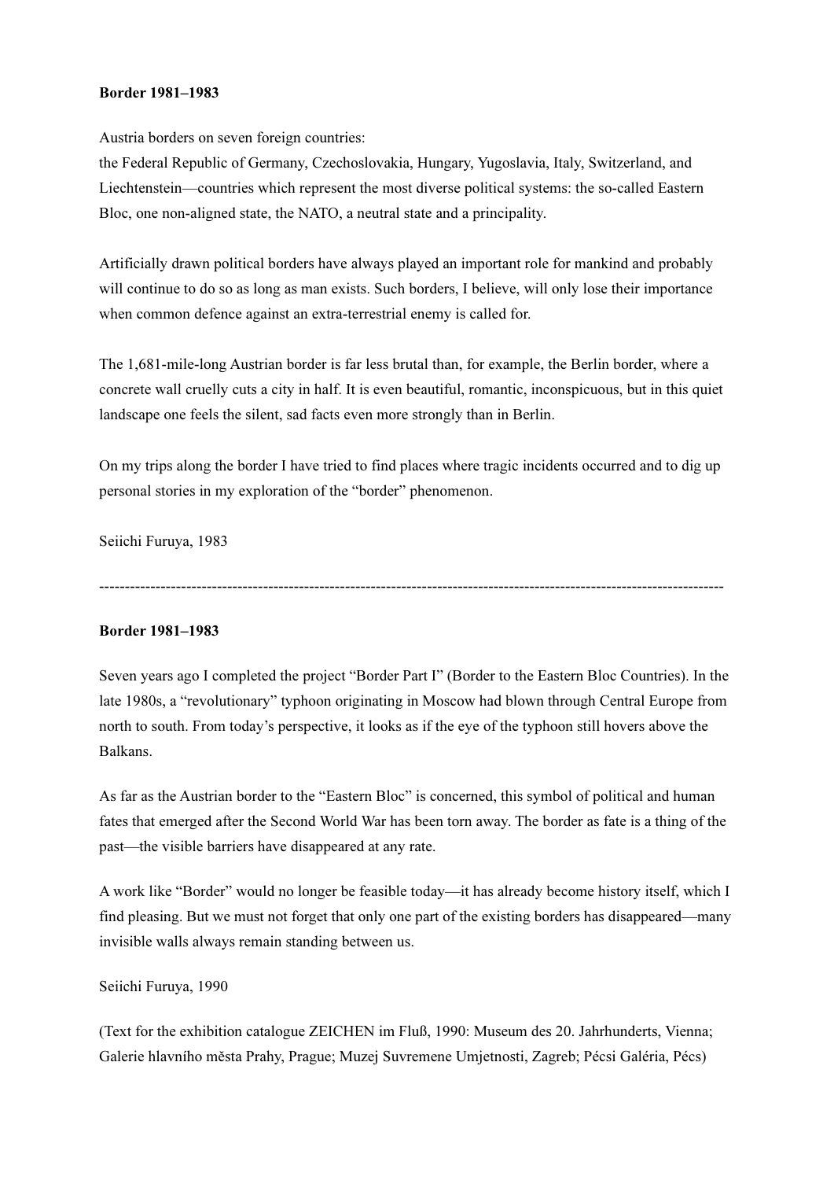**Border 1981–1983**

Austria borders on seven foreign countries:
the Federal Republic of Germany, Czechoslovakia, Hungary, Yugoslavia, Italy, Switzerland, and Liechtenstein—countries which represent the most diverse political systems: the so-called Eastern Bloc, one non-aligned state, the NATO, a neutral state and a principality.

Artificially drawn political borders have always played an important role for mankind and probably will continue to do so as long as man exists. Such borders, I believe, will only lose their importance when common defence against an extra-terrestrial enemy is called for.

The 1,681-mile-long Austrian border is far less brutal than, for example, the Berlin border, where a concrete wall cruelly cuts a city in half. It is even beautiful, romantic, inconspicuous, but in this quiet landscape one feels the silent, sad facts even more strongly than in Berlin.

On my trips along the border I have tried to find places where tragic incidents occurred and to dig up personal stories in my exploration of the "border" phenomenon.

Seiichi Furuya, 1983

---

**Border 1981–1983**

Seven years ago I completed the project "Border Part I" (Border to the Eastern Bloc Countries). In the late 1980s, a "revolutionary" typhoon originating in Moscow had blown through Central Europe from north to south. From today's perspective, it looks as if the eye of the typhoon still hovers above the Balkans.

As far as the Austrian border to the "Eastern Bloc" is concerned, this symbol of political and human fates that emerged after the Second World War has been torn away. The border as fate is a thing of the past—the visible barriers have disappeared at any rate.

A work like "Border" would no longer be feasible today—it has already become history itself, which I find pleasing. But we must not forget that only one part of the existing borders has disappeared—many invisible walls always remain standing between us.

Seiichi Furuya, 1990

(Text for the exhibition catalogue ZEICHEN im Fluß, 1990: Museum des 20. Jahrhunderts, Vienna; Galerie hlavního města Prahy, Prague; Muzej Suvremene Umjetnosti, Zagreb; Pécsi Galéria, Pécs)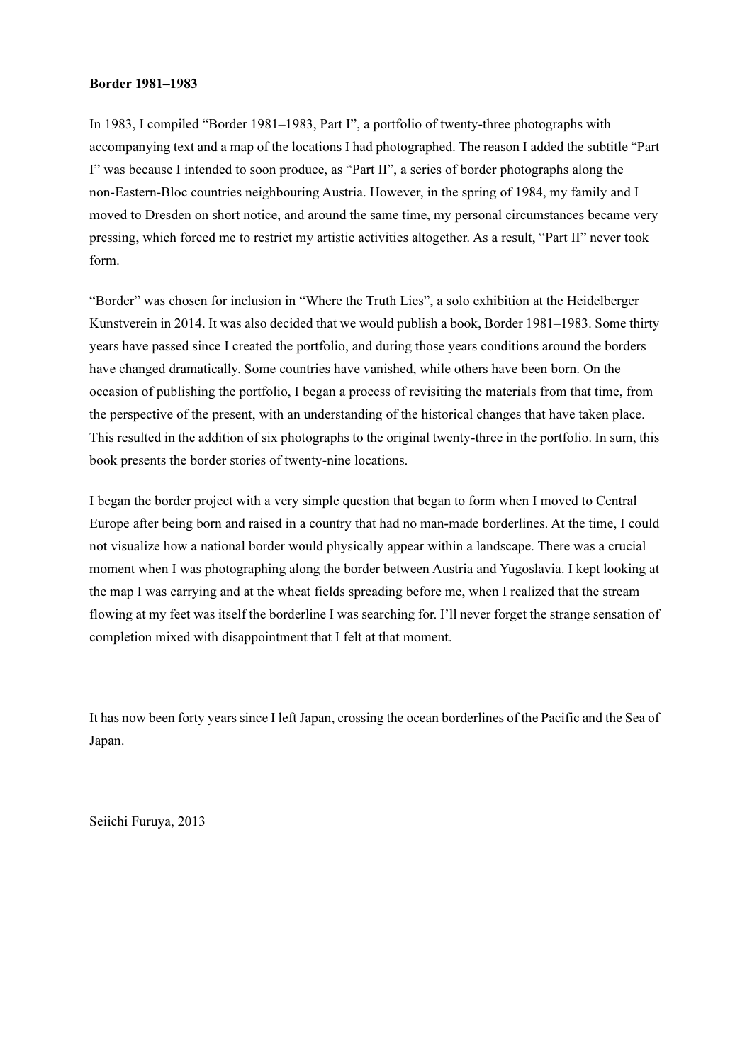**Border 1981–1983**

In 1983, I compiled "Border 1981–1983, Part I", a portfolio of twenty-three photographs with accompanying text and a map of the locations I had photographed. The reason I added the subtitle "Part I" was because I intended to soon produce, as "Part II", a series of border photographs along the non-Eastern-Bloc countries neighbouring Austria. However, in the spring of 1984, my family and I moved to Dresden on short notice, and around the same time, my personal circumstances became very pressing, which forced me to restrict my artistic activities altogether. As a result, "Part II" never took form.

"Border" was chosen for inclusion in "Where the Truth Lies", a solo exhibition at the Heidelberger Kunstverein in 2014. It was also decided that we would publish a book, Border 1981–1983. Some thirty years have passed since I created the portfolio, and during those years conditions around the borders have changed dramatically. Some countries have vanished, while others have been born. On the occasion of publishing the portfolio, I began a process of revisiting the materials from that time, from the perspective of the present, with an understanding of the historical changes that have taken place. This resulted in the addition of six photographs to the original twenty-three in the portfolio. In sum, this book presents the border stories of twenty-nine locations.

I began the border project with a very simple question that began to form when I moved to Central Europe after being born and raised in a country that had no man-made borderlines. At the time, I could not visualize how a national border would physically appear within a landscape. There was a crucial moment when I was photographing along the border between Austria and Yugoslavia. I kept looking at the map I was carrying and at the wheat fields spreading before me, when I realized that the stream flowing at my feet was itself the borderline I was searching for. I'll never forget the strange sensation of completion mixed with disappointment that I felt at that moment.

It has now been forty years since I left Japan, crossing the ocean borderlines of the Pacific and the Sea of Japan.

Seiichi Furuya, 2013